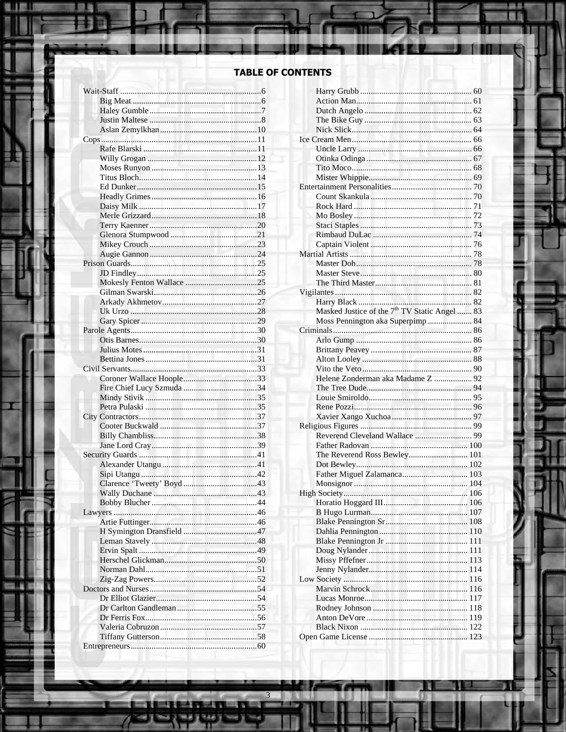# TABLE OF CONTENTS

- Wait-Staff ... 6
  - Big Meat ... 6
  - Haley Gumble ... 7
  - Justin Maltese ... 8
  - Aslan Zemylkhan ... 10
- Cops ... 11
  - Rafe Blarski ... 11
  - Willy Grogan ... 12
  - Moses Runyon ... 13
  - Titus Bloch ... 14
  - Ed Dunker ... 15
  - Headly Grimes ... 16
  - Daisy Milk ... 17
  - Merle Grizzard ... 18
  - Terry Kaenner ... 20
  - Glenora Stumpwood ... 21
  - Mikey Crouch ... 23
  - Augie Gannon ... 24
- Prison Guards ... 25
  - JD Findley ... 25
  - Mokesly Fenton Wallace ... 25
  - Gilman Swarski ... 26
  - Arkady Akhmetov ... 27
  - Uk Urzo ... 28
  - Gary Spicer ... 29
- Parole Agents ... 30
  - Otis Barnes ... 30
  - Julius Motes ... 31
  - Bettina Jones ... 31
- Civil Servants ... 33
  - Coroner Wallace Hoople ... 33
  - Fire Chief Lucy Szmuda ... 34
  - Mindy Stivik ... 35
  - Petra Pulaski ... 35
- City Contractors ... 37
  - Cooter Buckwald ... 37
  - Billy Chambliss ... 38
  - Jane Lord Cray ... 39
- Security Guards ... 41
  - Alexander Utangu ... 41
  - Sipi Utangu ... 42
  - Clarence 'Tweety' Boyd ... 43
  - Wally Duchane ... 43
  - Bobby Blucher ... 44
- Lawyers ... 46
  - Artie Futtinger ... 46
  - H Symington Dransfield ... 47
  - Leman Stavely ... 48
  - Ervin Spalt ... 49
  - Herschel Glickman ... 50
  - Norman Dahl ... 51
  - Zig-Zag Powers ... 52
- Doctors and Nurses ... 54
  - Dr Elliot Glazier ... 54
  - Dr Carlton Gandleman ... 55
  - Dr Ferris Fox ... 56
  - Valeria Cobruzon ... 57
  - Tiffany Gutterson ... 58
- Entrepreneurs ... 60
  - Harry Grubb ... 60
  - Action Man ... 61
  - Dutch Angelo ... 62
  - The Bike Guy ... 63
  - Nick Slick ... 64
- Ice Cream Men ... 66
  - Uncle Larry ... 66
  - Otinka Odinga ... 67
  - Tito Moco ... 68
  - Mister Whippie ... 69
- Entertainment Personalities ... 70
  - Count Skankula ... 70
  - Rock Hard ... 71
  - Mo Bosley ... 72
  - Staci Staples ... 73
  - Rimbaud DuLac ... 74
  - Captain Violent ... 76
- Martial Artists ... 78
  - Master Doh ... 78
  - Master Steve ... 80
  - The Third Master ... 81
- Vigilantes ... 82
  - Harry Black ... 82
  - Masked Justice of the 7th TV Static Angel ... 83
  - Moss Pennington aka Superpimp ... 84
- Criminals ... 86
  - Arlo Gump ... 86
  - Brittany Peavey ... 87
  - Alton Looley ... 88
  - Vito the Veto ... 90
  - Helene Zonderman aka Madame Z ... 92
  - The Tree Dude ... 94
  - Louie Smiroldo ... 95
  - Rene Pozzi ... 96
  - Xavier Xango Xuchoa ... 97
- Religious Figures ... 99
  - Reverend Cleveland Wallace ... 99
  - Father Radovan ... 100
  - The Reverend Ross Bewley ... 101
  - Dot Bewley ... 102
  - Father Miguel Zalamanca ... 103
  - Monsignor ... 104
- High Society ... 106
  - Horatio Hoggard III ... 106
  - B Hugo Lurman ... 107
  - Blake Pennington Sr ... 108
  - Dahlia Pennington ... 110
  - Blake Pennington Jr ... 111
  - Doug Nylander ... 111
  - Missy Pffefner ... 113
  - Jenny Nylander ... 114
- Low Society ... 116
  - Marvin Schrock ... 116
  - Lucas Monroe ... 117
  - Rodney Johnson ... 118
  - Anton DeVore ... 119
  - Black Nixon ... 122
- Open Game License ... 123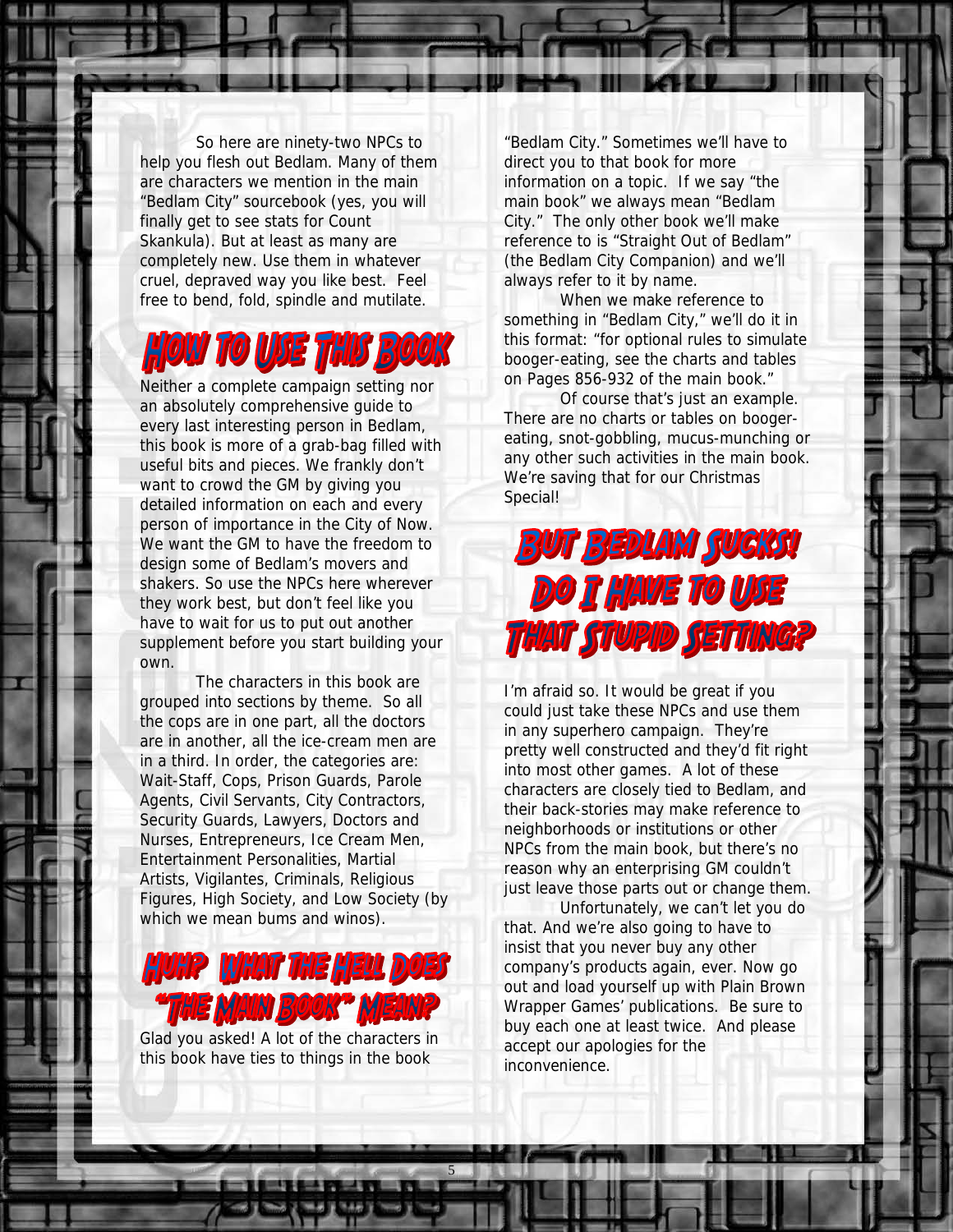So here are ninety-two NPCs to help you flesh out Bedlam. Many of them are characters we mention in the main "Bedlam City" sourcebook (yes, you will finally get to see stats for Count Skankula). But at least as many are completely new. Use them in whatever cruel, depraved way you like best. Feel free to bend, fold, spindle and mutilate.

## How to Use This Book

Neither a complete campaign setting nor an absolutely comprehensive guide to every last interesting person in Bedlam, this book is more of a grab-bag filled with useful bits and pieces. We frankly don't want to crowd the GM by giving you detailed information on each and every person of importance in the City of Now. We want the GM to have the freedom to design some of Bedlam's movers and shakers. So use the NPCs here wherever they work best, but don't feel like you have to wait for us to put out another supplement before you start building your own.

The characters in this book are grouped into sections by theme. So all the cops are in one part, all the doctors are in another, all the ice-cream men are in a third. In order, the categories are: Wait-Staff, Cops, Prison Guards, Parole Agents, Civil Servants, City Contractors, Security Guards, Lawyers, Doctors and Nurses, Entrepreneurs, Ice Cream Men, Entertainment Personalities, Martial Artists, Vigilantes, Criminals, Religious Figures, High Society, and Low Society (by which we mean bums and winos).

## Huh? What the Hell Does "The Main Book" Mean?

Glad you asked! A lot of the characters in this book have ties to things in the book "Bedlam City." Sometimes we'll have to direct you to that book for more information on a topic. If we say "the main book" we always mean "Bedlam City." The only other book we'll make reference to is "Straight Out of Bedlam" (the Bedlam City Companion) and we'll always refer to it by name.

When we make reference to something in "Bedlam City," we'll do it in this format: "for optional rules to simulate booger-eating, see the charts and tables on Pages 856-932 of the main book."

Of course that's just an example. There are no charts or tables on booger-eating, snot-gobbling, mucus-munching or any other such activities in the main book. We're saving that for our Christmas Special!

## But Bedlam Sucks! Do I Have to Use That Stupid Setting?

I'm afraid so. It would be great if you could just take these NPCs and use them in any superhero campaign. They're pretty well constructed and they'd fit right into most other games. A lot of these characters are closely tied to Bedlam, and their back-stories may make reference to neighborhoods or institutions or other NPCs from the main book, but there's no reason why an enterprising GM couldn't just leave those parts out or change them.

Unfortunately, we can't let you do that. And we're also going to have to insist that you never buy any other company's products again, ever. Now go out and load yourself up with Plain Brown Wrapper Games' publications. Be sure to buy each one at least twice. And please accept our apologies for the inconvenience.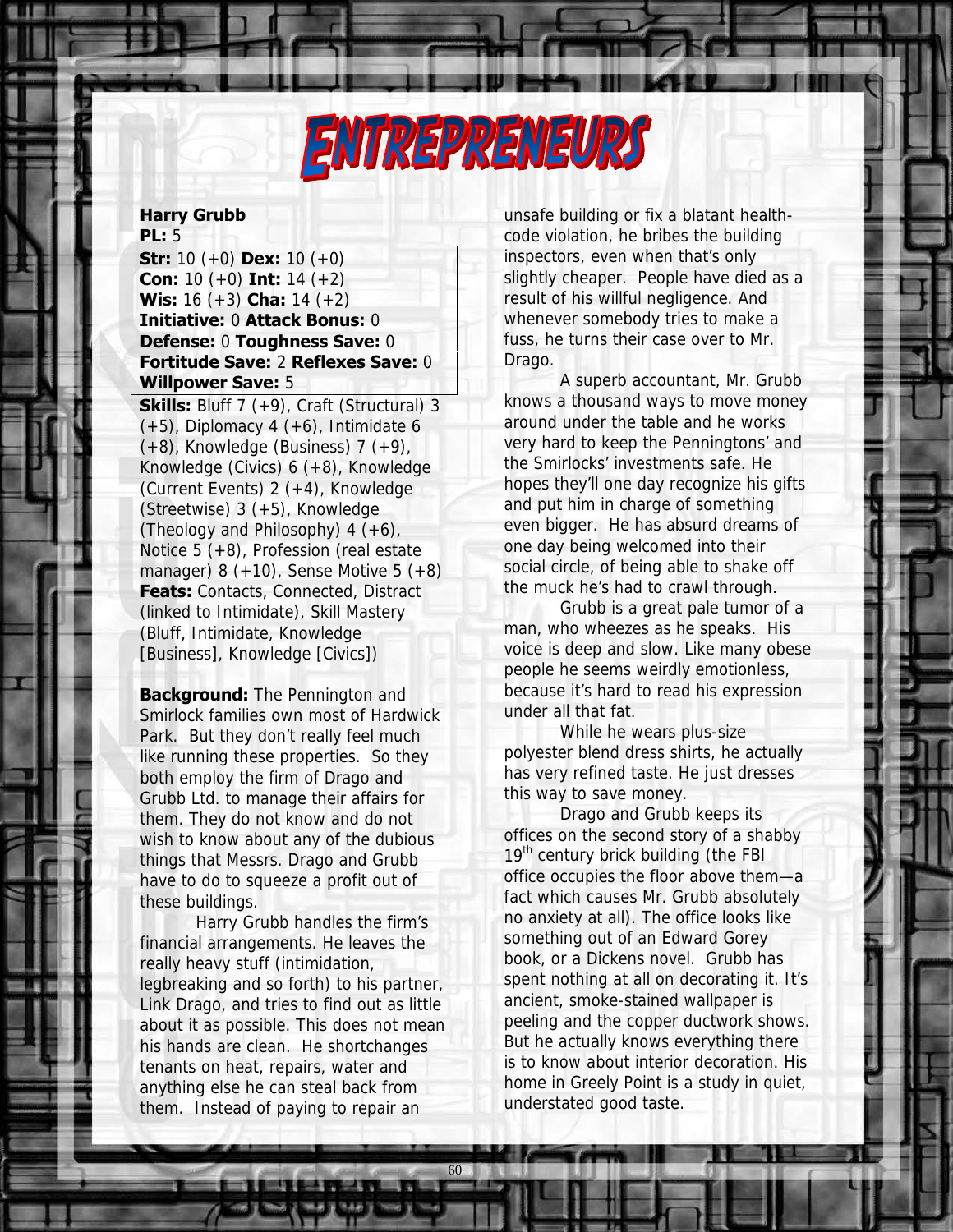# Entrepreneurs

**Harry Grubb**
**PL:** 5

**Str:** 10 (+0) **Dex:** 10 (+0)
**Con:** 10 (+0) **Int:** 14 (+2)
**Wis:** 16 (+3) **Cha:** 14 (+2)
**Initiative:** 0 **Attack Bonus:** 0
**Defense:** 0 **Toughness Save:** 0
**Fortitude Save:** 2 **Reflexes Save:** 0
**Willpower Save:** 5

**Skills:** Bluff 7 (+9), Craft (Structural) 3 (+5), Diplomacy 4 (+6), Intimidate 6 (+8), Knowledge (Business) 7 (+9), Knowledge (Civics) 6 (+8), Knowledge (Current Events) 2 (+4), Knowledge (Streetwise) 3 (+5), Knowledge (Theology and Philosophy) 4 (+6), Notice 5 (+8), Profession (real estate manager) 8 (+10), Sense Motive 5 (+8)
**Feats:** Contacts, Connected, Distract (linked to Intimidate), Skill Mastery (Bluff, Intimidate, Knowledge [Business], Knowledge [Civics])

**Background:** The Pennington and Smirlock families own most of Hardwick Park. But they don't really feel much like running these properties. So they both employ the firm of Drago and Grubb Ltd. to manage their affairs for them. They do not know and do not wish to know about any of the dubious things that Messrs. Drago and Grubb have to do to squeeze a profit out of these buildings.

Harry Grubb handles the firm's financial arrangements. He leaves the really heavy stuff (intimidation, legbreaking and so forth) to his partner, Link Drago, and tries to find out as little about it as possible. This does not mean his hands are clean. He shortchanges tenants on heat, repairs, water and anything else he can steal back from them. Instead of paying to repair an unsafe building or fix a blatant health-code violation, he bribes the building inspectors, even when that's only slightly cheaper. People have died as a result of his willful negligence. And whenever somebody tries to make a fuss, he turns their case over to Mr. Drago.

A superb accountant, Mr. Grubb knows a thousand ways to move money around under the table and he works very hard to keep the Penningtons' and the Smirlocks' investments safe. He hopes they'll one day recognize his gifts and put him in charge of something even bigger. He has absurd dreams of one day being welcomed into their social circle, of being able to shake off the muck he's had to crawl through.

Grubb is a great pale tumor of a man, who wheezes as he speaks. His voice is deep and slow. Like many obese people he seems weirdly emotionless, because it's hard to read his expression under all that fat.

While he wears plus-size polyester blend dress shirts, he actually has very refined taste. He just dresses this way to save money.

Drago and Grubb keeps its offices on the second story of a shabby 19th century brick building (the FBI office occupies the floor above them—a fact which causes Mr. Grubb absolutely no anxiety at all). The office looks like something out of an Edward Gorey book, or a Dickens novel. Grubb has spent nothing at all on decorating it. It's ancient, smoke-stained wallpaper is peeling and the copper ductwork shows. But he actually knows everything there is to know about interior decoration. His home in Greely Point is a study in quiet, understated good taste.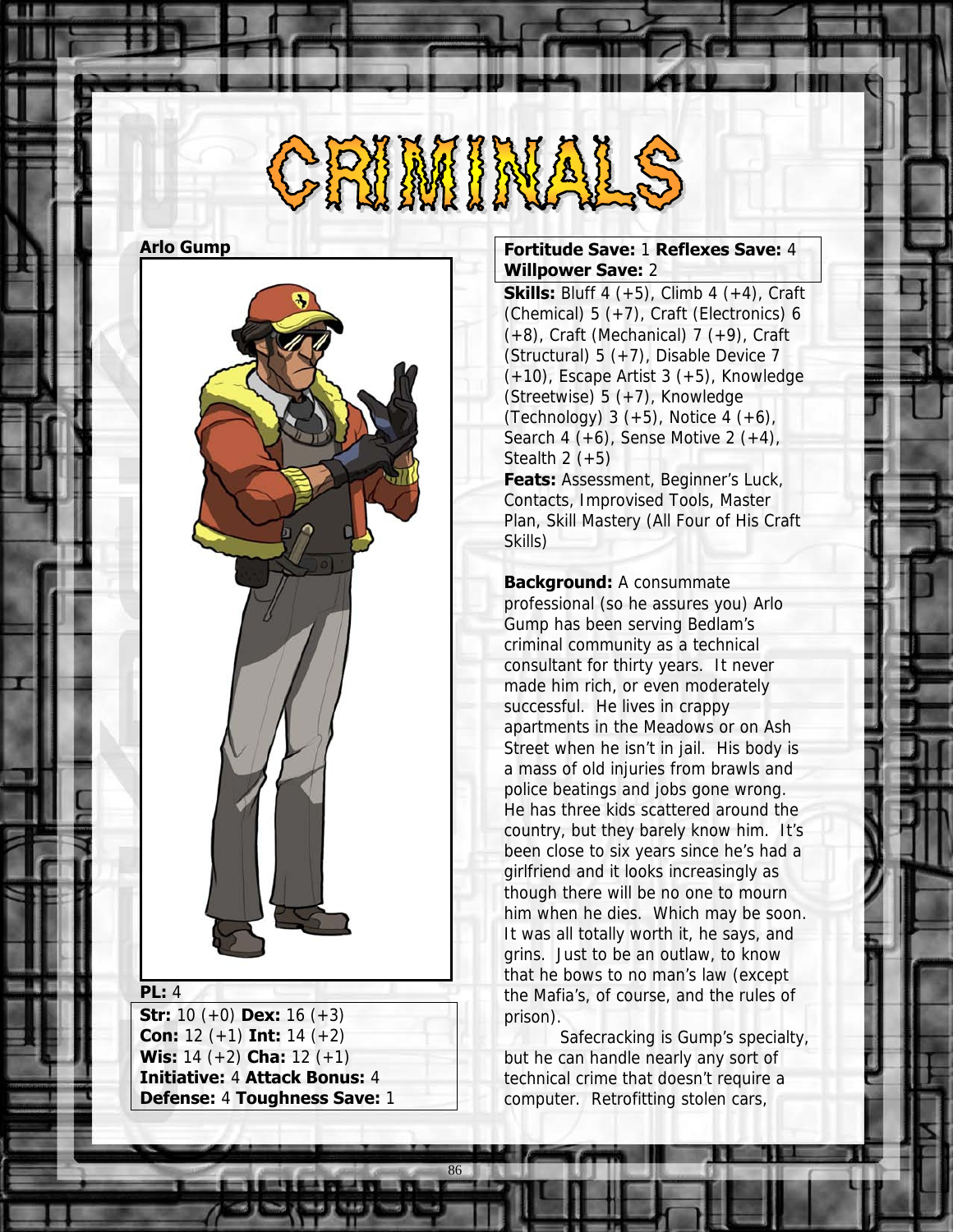# CRIMINALS

## Arlo Gump

**PL:** 4

**Str:** 10 (+0) **Dex:** 16 (+3)
**Con:** 12 (+1) **Int:** 14 (+2)
**Wis:** 14 (+2) **Cha:** 12 (+1)
**Initiative:** 4 **Attack Bonus:** 4
**Defense:** 4 **Toughness Save:** 1

**Fortitude Save:** 1 **Reflexes Save:** 4
**Willpower Save:** 2

**Skills:** Bluff 4 (+5), Climb 4 (+4), Craft (Chemical) 5 (+7), Craft (Electronics) 6 (+8), Craft (Mechanical) 7 (+9), Craft (Structural) 5 (+7), Disable Device 7 (+10), Escape Artist 3 (+5), Knowledge (Streetwise) 5 (+7), Knowledge (Technology) 3 (+5), Notice 4 (+6), Search 4 (+6), Sense Motive 2 (+4), Stealth 2 (+5)

**Feats:** Assessment, Beginner's Luck, Contacts, Improvised Tools, Master Plan, Skill Mastery (All Four of His Craft Skills)

**Background:** A consummate professional (so he assures you) Arlo Gump has been serving Bedlam's criminal community as a technical consultant for thirty years. It never made him rich, or even moderately successful. He lives in crappy apartments in the Meadows or on Ash Street when he isn't in jail. His body is a mass of old injuries from brawls and police beatings and jobs gone wrong. He has three kids scattered around the country, but they barely know him. It's been close to six years since he's had a girlfriend and it looks increasingly as though there will be no one to mourn him when he dies. Which may be soon. It was all totally worth it, he says, and grins. Just to be an outlaw, to know that he bows to no man's law (except the Mafia's, of course, and the rules of prison).

Safecracking is Gump's specialty, but he can handle nearly any sort of technical crime that doesn't require a computer. Retrofitting stolen cars,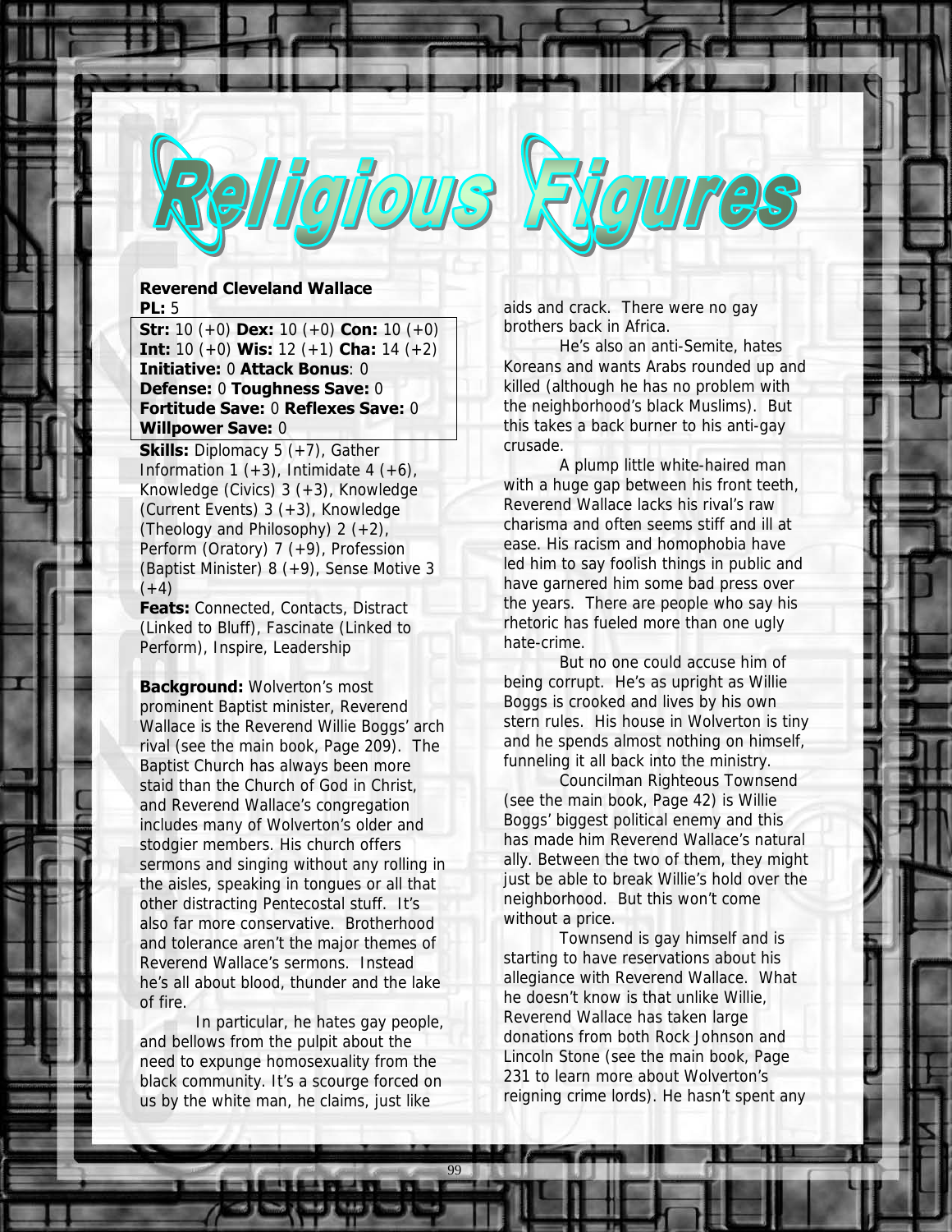# Religious Figures

**Reverend Cleveland Wallace**
**PL:** 5

**Str:** 10 (+0) **Dex:** 10 (+0) **Con:** 10 (+0)
**Int:** 10 (+0) **Wis:** 12 (+1) **Cha:** 14 (+2)
**Initiative:** 0 **Attack Bonus**: 0
**Defense:** 0 **Toughness Save:** 0
**Fortitude Save:** 0 **Reflexes Save:** 0
**Willpower Save:** 0

**Skills:** Diplomacy 5 (+7), Gather Information 1 (+3), Intimidate 4 (+6), Knowledge (Civics) 3 (+3), Knowledge (Current Events) 3 (+3), Knowledge (Theology and Philosophy) 2 (+2), Perform (Oratory) 7 (+9), Profession (Baptist Minister) 8 (+9), Sense Motive 3 (+4)

**Feats:** Connected, Contacts, Distract (Linked to Bluff), Fascinate (Linked to Perform), Inspire, Leadership

**Background:** Wolverton's most prominent Baptist minister, Reverend Wallace is the Reverend Willie Boggs' arch rival (see the main book, Page 209). The Baptist Church has always been more staid than the Church of God in Christ, and Reverend Wallace's congregation includes many of Wolverton's older and stodgier members. His church offers sermons and singing without any rolling in the aisles, speaking in tongues or all that other distracting Pentecostal stuff. It's also far more conservative. Brotherhood and tolerance aren't the major themes of Reverend Wallace's sermons. Instead he's all about blood, thunder and the lake of fire.

In particular, he hates gay people, and bellows from the pulpit about the need to expunge homosexuality from the black community. It's a scourge forced on us by the white man, he claims, just like aids and crack. There were no gay brothers back in Africa.

He's also an anti-Semite, hates Koreans and wants Arabs rounded up and killed (although he has no problem with the neighborhood's black Muslims). But this takes a back burner to his anti-gay crusade.

A plump little white-haired man with a huge gap between his front teeth, Reverend Wallace lacks his rival's raw charisma and often seems stiff and ill at ease. His racism and homophobia have led him to say foolish things in public and have garnered him some bad press over the years. There are people who say his rhetoric has fueled more than one ugly hate-crime.

But no one could accuse him of being corrupt. He's as upright as Willie Boggs is crooked and lives by his own stern rules. His house in Wolverton is tiny and he spends almost nothing on himself, funneling it all back into the ministry.

Councilman Righteous Townsend (see the main book, Page 42) is Willie Boggs' biggest political enemy and this has made him Reverend Wallace's natural ally. Between the two of them, they might just be able to break Willie's hold over the neighborhood. But this won't come without a price.

Townsend is gay himself and is starting to have reservations about his allegiance with Reverend Wallace. What he doesn't know is that unlike Willie, Reverend Wallace has taken large donations from both Rock Johnson and Lincoln Stone (see the main book, Page 231 to learn more about Wolverton's reigning crime lords). He hasn't spent any